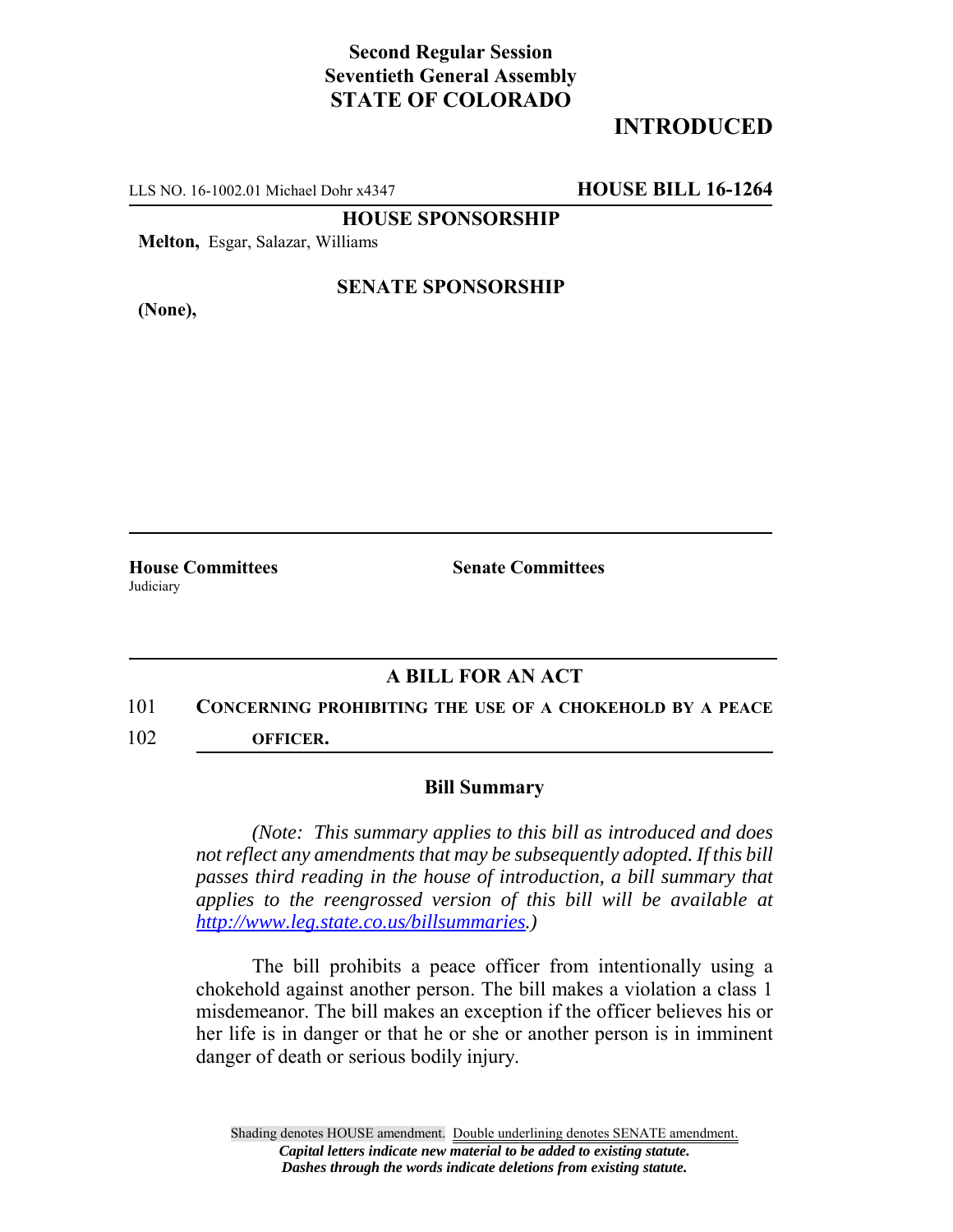**Second Regular Session**
**Seventieth General Assembly**
**STATE OF COLORADO**

**INTRODUCED**

LLS NO. 16-1002.01 Michael Dohr x4347 **HOUSE BILL 16-1264**

**HOUSE SPONSORSHIP**

**Melton,** Esgar, Salazar, Williams

**SENATE SPONSORSHIP**

**(None),**

**House Committees**
Judiciary

**Senate Committees**

## A BILL FOR AN ACT

101 **CONCERNING PROHIBITING THE USE OF A CHOKEHOLD BY A PEACE**
102 **OFFICER.**

### Bill Summary

*(Note: This summary applies to this bill as introduced and does not reflect any amendments that may be subsequently adopted. If this bill passes third reading in the house of introduction, a bill summary that applies to the reengrossed version of this bill will be available at http://www.leg.state.co.us/billsummaries.)*

The bill prohibits a peace officer from intentionally using a chokehold against another person. The bill makes a violation a class 1 misdemeanor. The bill makes an exception if the officer believes his or her life is in danger or that he or she or another person is in imminent danger of death or serious bodily injury.

Shading denotes HOUSE amendment. Double underlining denotes SENATE amendment.
*Capital letters indicate new material to be added to existing statute.*
*Dashes through the words indicate deletions from existing statute.*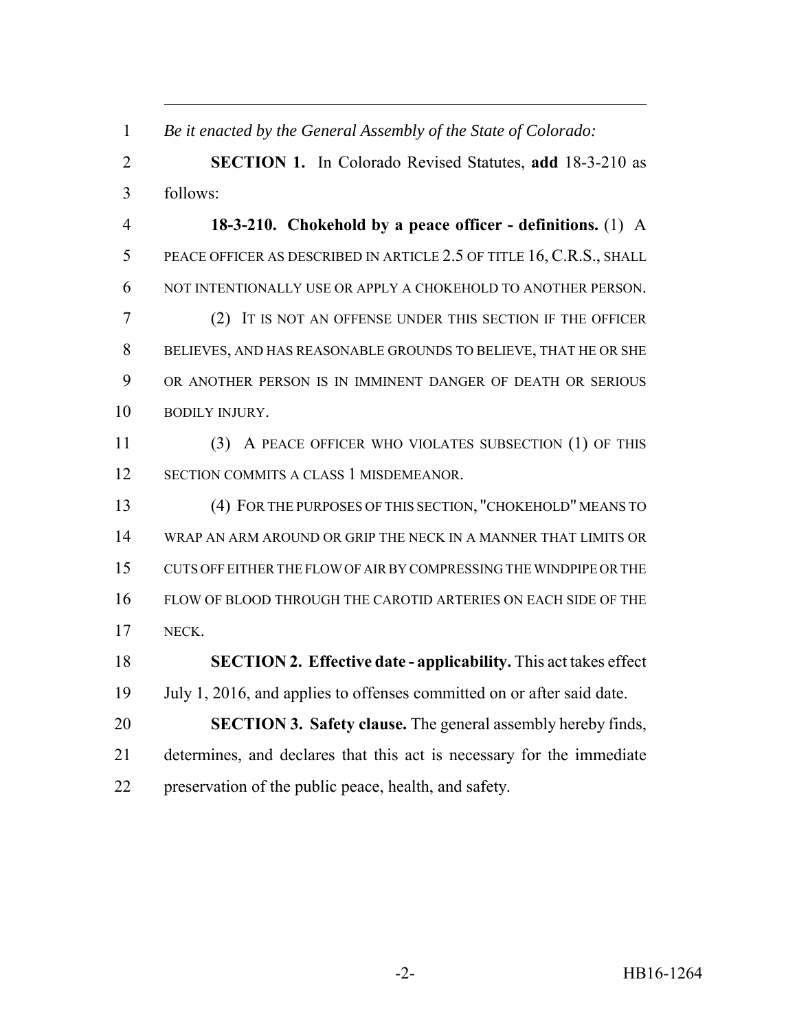*Be it enacted by the General Assembly of the State of Colorado:*

**SECTION 1.** In Colorado Revised Statutes, **add** 18-3-210 as follows:

**18-3-210. Chokehold by a peace officer - definitions.** (1) A PEACE OFFICER AS DESCRIBED IN ARTICLE 2.5 OF TITLE 16, C.R.S., SHALL NOT INTENTIONALLY USE OR APPLY A CHOKEHOLD TO ANOTHER PERSON.

(2) IT IS NOT AN OFFENSE UNDER THIS SECTION IF THE OFFICER BELIEVES, AND HAS REASONABLE GROUNDS TO BELIEVE, THAT HE OR SHE OR ANOTHER PERSON IS IN IMMINENT DANGER OF DEATH OR SERIOUS BODILY INJURY.

(3) A PEACE OFFICER WHO VIOLATES SUBSECTION (1) OF THIS SECTION COMMITS A CLASS 1 MISDEMEANOR.

(4) FOR THE PURPOSES OF THIS SECTION, "CHOKEHOLD" MEANS TO WRAP AN ARM AROUND OR GRIP THE NECK IN A MANNER THAT LIMITS OR CUTS OFF EITHER THE FLOW OF AIR BY COMPRESSING THE WINDPIPE OR THE FLOW OF BLOOD THROUGH THE CAROTID ARTERIES ON EACH SIDE OF THE NECK.

**SECTION 2. Effective date - applicability.** This act takes effect July 1, 2016, and applies to offenses committed on or after said date.

**SECTION 3. Safety clause.** The general assembly hereby finds, determines, and declares that this act is necessary for the immediate preservation of the public peace, health, and safety.